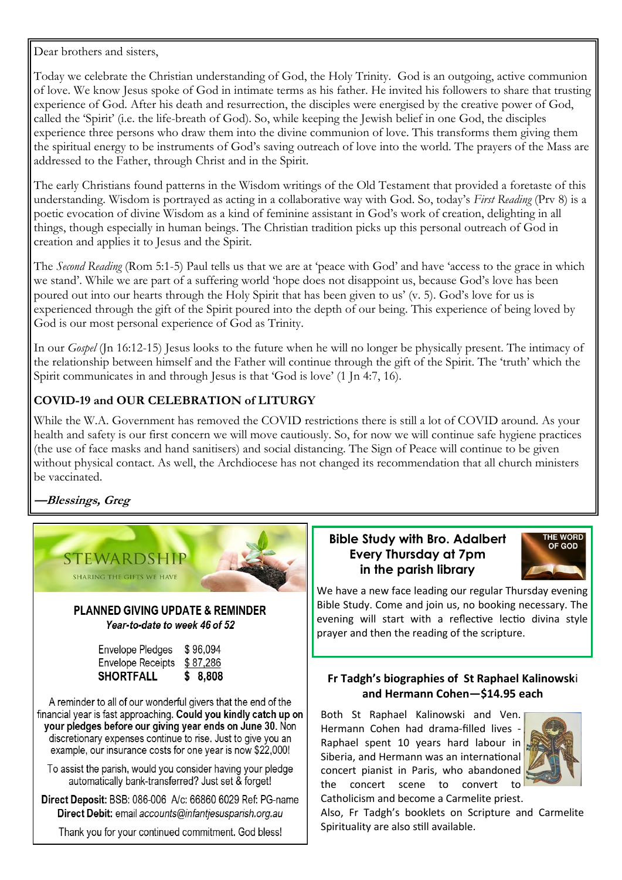Dear brothers and sisters,

Today we celebrate the Christian understanding of God, the Holy Trinity. God is an outgoing, active communion of love. We know Jesus spoke of God in intimate terms as his father. He invited his followers to share that trusting experience of God. After his death and resurrection, the disciples were energised by the creative power of God, called the 'Spirit' (i.e. the life-breath of God). So, while keeping the Jewish belief in one God, the disciples experience three persons who draw them into the divine communion of love. This transforms them giving them the spiritual energy to be instruments of God's saving outreach of love into the world. The prayers of the Mass are addressed to the Father, through Christ and in the Spirit.

The early Christians found patterns in the Wisdom writings of the Old Testament that provided a foretaste of this understanding. Wisdom is portrayed as acting in a collaborative way with God. So, today's *First Reading* (Prv 8) is a poetic evocation of divine Wisdom as a kind of feminine assistant in God's work of creation, delighting in all things, though especially in human beings. The Christian tradition picks up this personal outreach of God in creation and applies it to Jesus and the Spirit.

The *Second Reading* (Rom 5:1-5) Paul tells us that we are at 'peace with God' and have 'access to the grace in which we stand'. While we are part of a suffering world 'hope does not disappoint us, because God's love has been poured out into our hearts through the Holy Spirit that has been given to us' (v. 5). God's love for us is experienced through the gift of the Spirit poured into the depth of our being. This experience of being loved by God is our most personal experience of God as Trinity.

In our *Gospel* (Jn 16:12-15) Jesus looks to the future when he will no longer be physically present. The intimacy of the relationship between himself and the Father will continue through the gift of the Spirit. The 'truth' which the Spirit communicates in and through Jesus is that 'God is love' (1 Jn 4:7, 16).

**COVID-19 and OUR CELEBRATION of LITURGY**

While the W.A. Government has removed the COVID restrictions there is still a lot of COVID around. As your health and safety is our first concern we will move cautiously. So, for now we will continue safe hygiene practices (the use of face masks and hand sanitisers) and social distancing. The Sign of Peace will continue to be given without physical contact. As well, the Archdiocese has not changed its recommendation that all church ministers be vaccinated.

***—Blessings, Greg***

## STEWARDSHIP

SHARING THE GIFTS WE HAVE

### PLANNED GIVING UPDATE & REMINDER

*Year-to-date to week 46 of 52*

| | |
|---|---|
| Envelope Pledges | $ 96,094 |
| Envelope Receipts | $ 87,286 |
| **SHORTFALL** | **$ 8,808** |

A reminder to all of our wonderful givers that the end of the financial year is fast approaching. **Could you kindly catch up on your pledges before our giving year ends on June 30.** Non discretionary expenses continue to rise. Just to give you an example, our insurance costs for one year is now $22,000!

To assist the parish, would you consider having your pledge automatically bank-transferred? Just set & forget!

**Direct Deposit:** BSB: 086-006 A/c: 66860 6029 Ref: PG-name
**Direct Debit:** email *accounts@infantjesusparish.org.au*

Thank you for your continued commitment. God bless!

### Bible Study with Bro. Adalbert Every Thursday at 7pm in the parish library

THE WORD OF GOD

We have a new face leading our regular Thursday evening Bible Study. Come and join us, no booking necessary. The evening will start with a reflective lectio divina style prayer and then the reading of the scripture.

### Fr Tadgh's biographies of St Raphael Kalinowski and Hermann Cohen—$14.95 each

Both St Raphael Kalinowski and Ven. Hermann Cohen had drama-filled lives - Raphael spent 10 years hard labour in Siberia, and Hermann was an international concert pianist in Paris, who abandoned the concert scene to convert to Catholicism and become a Carmelite priest.

Also, Fr Tadgh's booklets on Scripture and Carmelite Spirituality are also still available.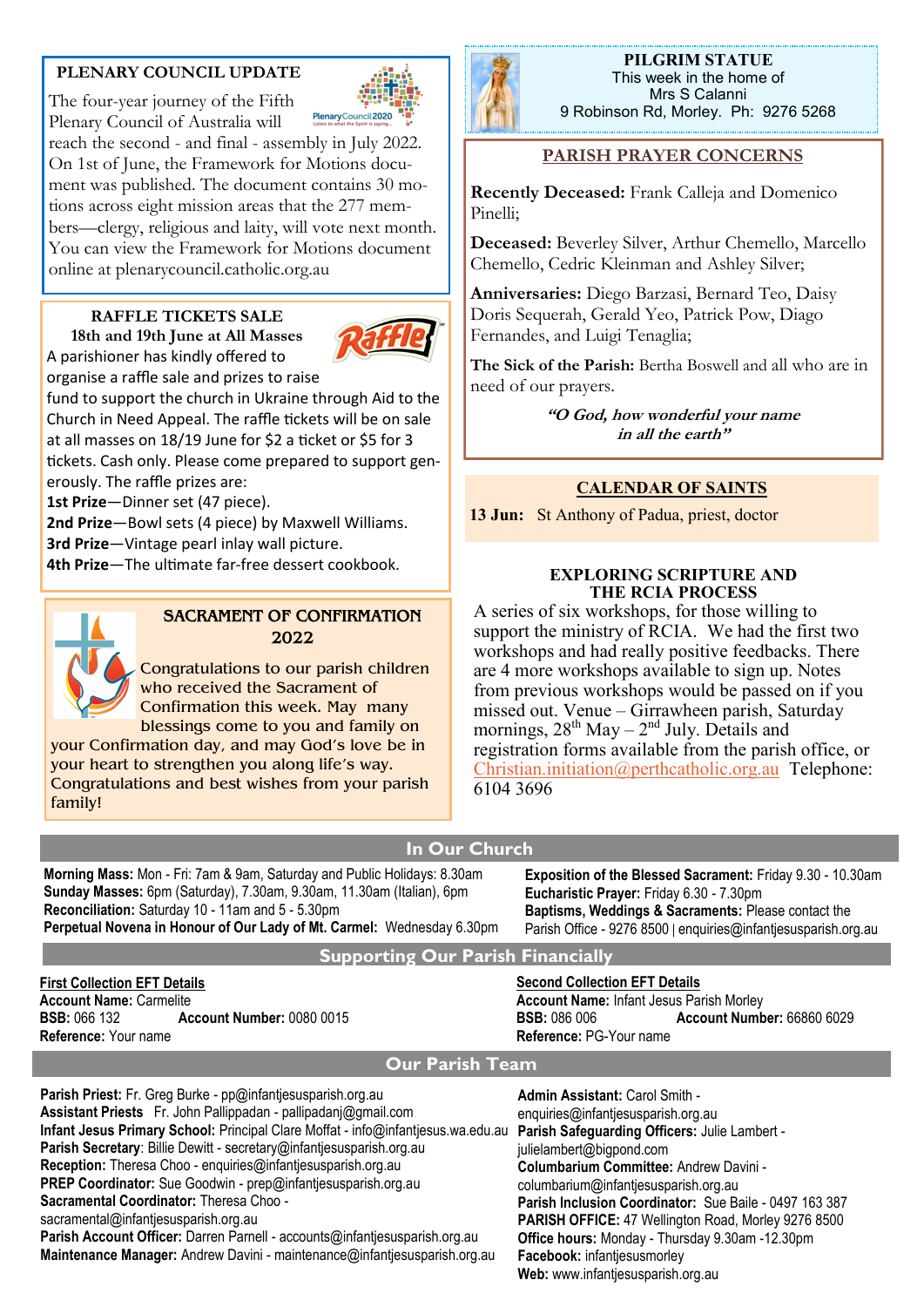## PLENARY COUNCIL UPDATE

The four-year journey of the Fifth Plenary Council of Australia will reach the second - and final - assembly in July 2022. On 1st of June, the Framework for Motions document was published. The document contains 30 motions across eight mission areas that the 277 members—clergy, religious and laity, will vote next month. You can view the Framework for Motions document online at plenarycouncil.catholic.org.au

## RAFFLE TICKETS SALE

**18th and 19th June at All Masses**

A parishioner has kindly offered to organise a raffle sale and prizes to raise fund to support the church in Ukraine through Aid to the Church in Need Appeal. The raffle tickets will be on sale at all masses on 18/19 June for $2 a ticket or $5 for 3 tickets. Cash only. Please come prepared to support generously. The raffle prizes are:

**1st Prize**—Dinner set (47 piece).
**2nd Prize**—Bowl sets (4 piece) by Maxwell Williams.
**3rd Prize**—Vintage pearl inlay wall picture.
**4th Prize**—The ultimate far-free dessert cookbook.

## SACRAMENT OF CONFIRMATION 2022

Congratulations to our parish children who received the Sacrament of Confirmation this week. May many blessings come to you and family on your Confirmation day, and may God's love be in your heart to strengthen you along life's way. Congratulations and best wishes from your parish family!

## PILGRIM STATUE

This week in the home of
Mrs S Calanni
9 Robinson Rd, Morley. Ph: 9276 5268

## PARISH PRAYER CONCERNS

**Recently Deceased:** Frank Calleja and Domenico Pinelli;

**Deceased:** Beverley Silver, Arthur Chemello, Marcello Chemello, Cedric Kleinman and Ashley Silver;

**Anniversaries:** Diego Barzasi, Bernard Teo, Daisy Doris Sequerah, Gerald Yeo, Patrick Pow, Diago Fernandes, and Luigi Tenaglia;

**The Sick of the Parish:** Bertha Boswell and all who are in need of our prayers.

***"O God, how wonderful your name in all the earth"***

## CALENDAR OF SAINTS

**13 Jun:** St Anthony of Padua, priest, doctor

## EXPLORING SCRIPTURE AND THE RCIA PROCESS

A series of six workshops, for those willing to support the ministry of RCIA. We had the first two workshops and had really positive feedbacks. There are 4 more workshops available to sign up. Notes from previous workshops would be passed on if you missed out. Venue – Girrawheen parish, Saturday mornings, 28th May – 2nd July. Details and registration forms available from the parish office, or Christian.initiation@perthcatholic.org.au Telephone: 6104 3696

## In Our Church

**Morning Mass:** Mon - Fri: 7am & 9am, Saturday and Public Holidays: 8.30am
**Sunday Masses:** 6pm (Saturday), 7.30am, 9.30am, 11.30am (Italian), 6pm
**Reconciliation:** Saturday 10 - 11am and 5 - 5.30pm
**Perpetual Novena in Honour of Our Lady of Mt. Carmel:** Wednesday 6.30pm

**Exposition of the Blessed Sacrament:** Friday 9.30 - 10.30am
**Eucharistic Prayer:** Friday 6.30 - 7.30pm
**Baptisms, Weddings & Sacraments:** Please contact the Parish Office - 9276 8500 | enquiries@infantjesusparish.org.au

## Supporting Our Parish Financially

**First Collection EFT Details**
**Account Name:** Carmelite
**BSB:** 066 132 **Account Number:** 0080 0015
**Reference:** Your name

**Second Collection EFT Details**
**Account Name:** Infant Jesus Parish Morley
**BSB:** 086 006 **Account Number:** 66860 6029
**Reference:** PG-Your name

## Our Parish Team

**Parish Priest:** Fr. Greg Burke - pp@infantjesusparish.org.au
**Assistant Priests** Fr. John Pallippadan - pallipadanj@gmail.com
**Infant Jesus Primary School:** Principal Clare Moffat - info@infantjesus.wa.edu.au
**Parish Secretary**: Billie Dewitt - secretary@infantjesusparish.org.au
**Reception:** Theresa Choo - enquiries@infantjesusparish.org.au
**PREP Coordinator:** Sue Goodwin - prep@infantjesusparish.org.au
**Sacramental Coordinator:** Theresa Choo - sacramental@infantjesusparish.org.au
**Parish Account Officer:** Darren Parnell - accounts@infantjesusparish.org.au
**Maintenance Manager:** Andrew Davini - maintenance@infantjesusparish.org.au

**Admin Assistant:** Carol Smith - enquiries@infantjesusparish.org.au
**Parish Safeguarding Officers:** Julie Lambert - julielambert@bigpond.com
**Columbarium Committee:** Andrew Davini - columbarium@infantjesusparish.org.au
**Parish Inclusion Coordinator:** Sue Baile - 0497 163 387
**PARISH OFFICE:** 47 Wellington Road, Morley 9276 8500
**Office hours:** Monday - Thursday 9.30am -12.30pm
**Facebook:** infantjesusmorley
**Web:** www.infantjesusparish.org.au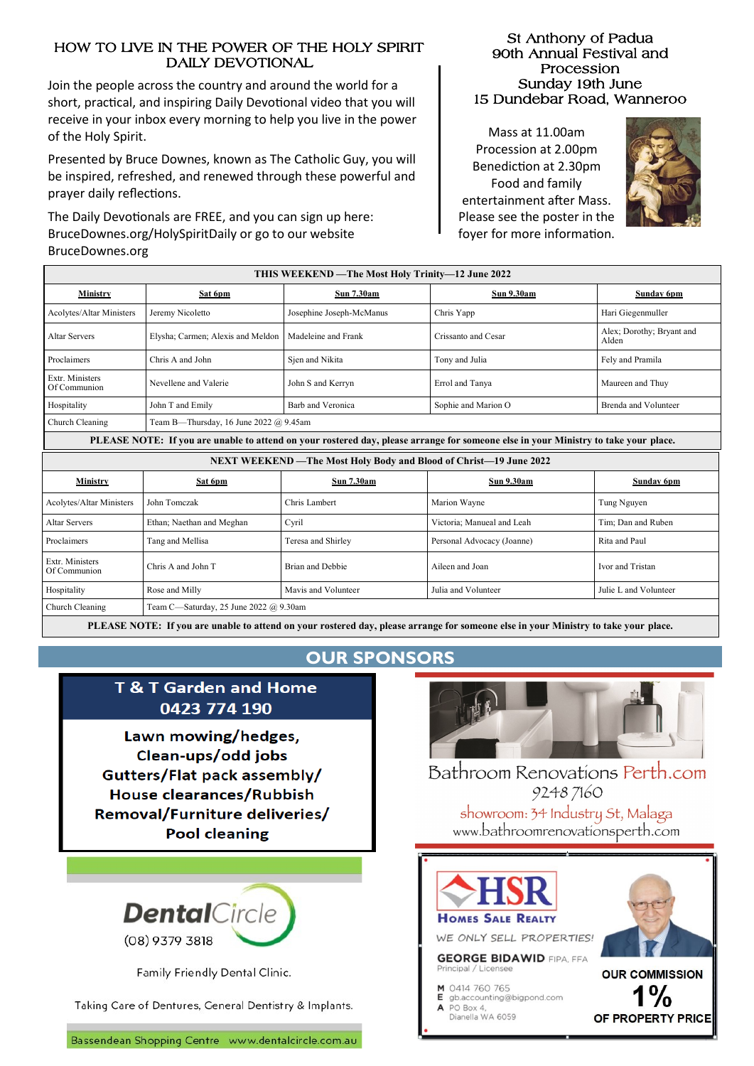## HOW TO LIVE IN THE POWER OF THE HOLY SPIRIT DAILY DEVOTIONAL

Join the people across the country and around the world for a short, practical, and inspiring Daily Devotional video that you will receive in your inbox every morning to help you live in the power of the Holy Spirit.

Presented by Bruce Downes, known as The Catholic Guy, you will be inspired, refreshed, and renewed through these powerful and prayer daily reflections.

The Daily Devotionals are FREE, and you can sign up here: BruceDownes.org/HolySpiritDaily or go to our website BruceDownes.org

## St Anthony of Padua 90th Annual Festival and Procession
## Sunday 19th June
## 15 Dundebar Road, Wanneroo

Mass at 11.00am
Procession at 2.00pm
Benediction at 2.30pm
Food and family entertainment after Mass.
Please see the poster in the foyer for more information.

| THIS WEEKEND —The Most Holy Trinity—12 June 2022 | | | | |
|---|---|---|---|---|
| **Ministry** | **Sat 6pm** | **Sun 7.30am** | **Sun 9.30am** | **Sunday 6pm** |
| Acolytes/Altar Ministers | Jeremy Nicoletto | Josephine Joseph-McManus | Chris Yapp | Hari Giegenmuller |
| Altar Servers | Elysha; Carmen; Alexis and Meldon | Madeleine and Frank | Crissanto and Cesar | Alex; Dorothy; Bryant and Alden |
| Proclaimers | Chris A and John | Sjen and Nikita | Tony and Julia | Fely and Pramila |
| Extr. Ministers Of Communion | Nevellene and Valerie | John S and Kerryn | Errol and Tanya | Maureen and Thuy |
| Hospitality | John T and Emily | Barb and Veronica | Sophie and Marion O | Brenda and Volunteer |
| Church Cleaning | Team B—Thursday, 16 June 2022 @ 9.45am | | | |
| **PLEASE NOTE: If you are unable to attend on your rostered day, please arrange for someone else in your Ministry to take your place.** | | | | |

| NEXT WEEKEND —The Most Holy Body and Blood of Christ—19 June 2022 | | | | |
|---|---|---|---|---|
| **Ministry** | **Sat 6pm** | **Sun 7.30am** | **Sun 9.30am** | **Sunday 6pm** |
| Acolytes/Altar Ministers | John Tomczak | Chris Lambert | Marion Wayne | Tung Nguyen |
| Altar Servers | Ethan; Naethan and Meghan | Cyril | Victoria; Manueal and Leah | Tim; Dan and Ruben |
| Proclaimers | Tang and Mellisa | Teresa and Shirley | Personal Advocacy (Joanne) | Rita and Paul |
| Extr. Ministers Of Communion | Chris A and John T | Brian and Debbie | Aileen and Joan | Ivor and Tristan |
| Hospitality | Rose and Milly | Mavis and Volunteer | Julia and Volunteer | Julie L and Volunteer |
| Church Cleaning | Team C—Saturday, 25 June 2022 @ 9.30am | | | |
| **PLEASE NOTE: If you are unable to attend on your rostered day, please arrange for someone else in your Ministry to take your place.** | | | | |

## OUR SPONSORS

**T & T Garden and Home**
**0423 774 190**

**Lawn mowing/hedges, Clean-ups/odd jobs Gutters/Flat pack assembly/ House clearances/Rubbish Removal/Furniture deliveries/ Pool cleaning**

Bathroom Renovations Perth.com
9248 7160
showroom: 34 Industry St, Malaga
www.bathroomrenovationsperth.com

DentalCircle
(08) 9379 3818
Family Friendly Dental Clinic.
Taking Care of Dentures, General Dentistry & Implants.
Bassendean Shopping Centre www.dentalcircle.com.au

HSR Homes Sale Realty
WE ONLY SELL PROPERTIES!
GEORGE BIDAWID FIPA, FFA
Principal / Licensee
M 0414 760 765
E gb.accounting@bigpond.com
A PO Box 4, Dianella WA 6059

OUR COMMISSION 1% OF PROPERTY PRICE